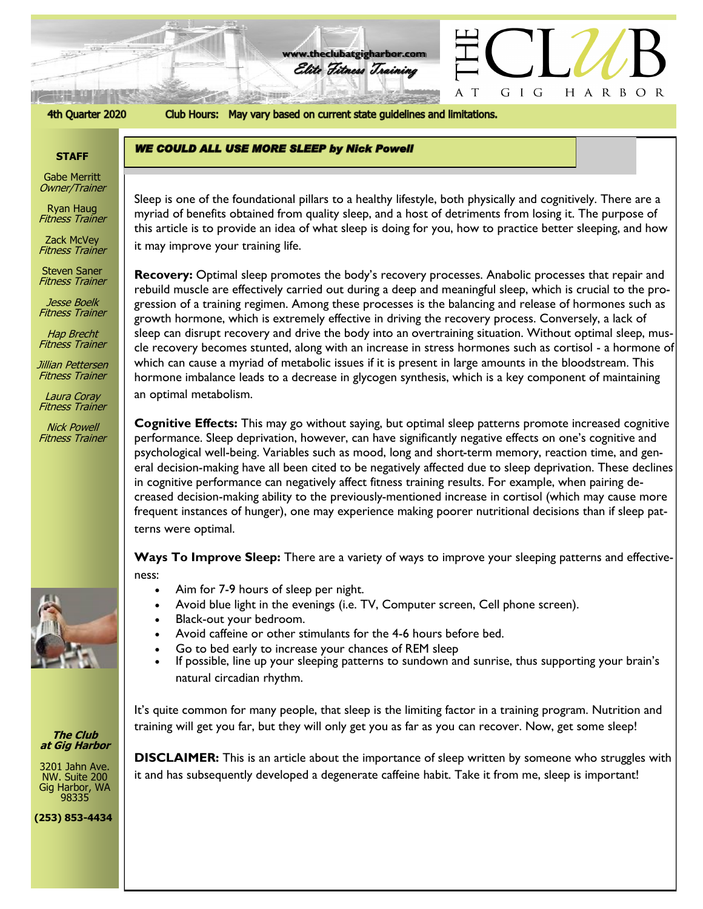# THE CLUB AT GIG HARBOR

www.theclubatgigharbor.com
*Elite Fitness Training*

**4th Quarter 2020** **Club Hours: May vary based on current state guidelines and limitations.**

**STAFF**

Gabe Merritt
*Owner/Trainer*

Ryan Haug
*Fitness Trainer*

Zack McVey
*Fitness Trainer*

Steven Saner
*Fitness Trainer*

Jesse Boelk
*Fitness Trainer*

Hap Brecht
*Fitness Trainer*

Jillian Pettersen
*Fitness Trainer*

Laura Coray
*Fitness Trainer*

Nick Powell
*Fitness Trainer*

***The Club at Gig Harbor***

3201 Jahn Ave. NW. Suite 200
Gig Harbor, WA 98335

**(253) 853-4434**

## *WE COULD ALL USE MORE SLEEP by Nick Powell*

Sleep is one of the foundational pillars to a healthy lifestyle, both physically and cognitively. There are a myriad of benefits obtained from quality sleep, and a host of detriments from losing it. The purpose of this article is to provide an idea of what sleep is doing for you, how to practice better sleeping, and how it may improve your training life.

**Recovery:** Optimal sleep promotes the body's recovery processes. Anabolic processes that repair and rebuild muscle are effectively carried out during a deep and meaningful sleep, which is crucial to the progression of a training regimen. Among these processes is the balancing and release of hormones such as growth hormone, which is extremely effective in driving the recovery process. Conversely, a lack of sleep can disrupt recovery and drive the body into an overtraining situation. Without optimal sleep, muscle recovery becomes stunted, along with an increase in stress hormones such as cortisol - a hormone of which can cause a myriad of metabolic issues if it is present in large amounts in the bloodstream. This hormone imbalance leads to a decrease in glycogen synthesis, which is a key component of maintaining an optimal metabolism.

**Cognitive Effects:** This may go without saying, but optimal sleep patterns promote increased cognitive performance. Sleep deprivation, however, can have significantly negative effects on one's cognitive and psychological well-being. Variables such as mood, long and short-term memory, reaction time, and general decision-making have all been cited to be negatively affected due to sleep deprivation. These declines in cognitive performance can negatively affect fitness training results. For example, when pairing decreased decision-making ability to the previously-mentioned increase in cortisol (which may cause more frequent instances of hunger), one may experience making poorer nutritional decisions than if sleep patterns were optimal.

**Ways To Improve Sleep:** There are a variety of ways to improve your sleeping patterns and effectiveness:

- Aim for 7-9 hours of sleep per night.
- Avoid blue light in the evenings (i.e. TV, Computer screen, Cell phone screen).
- Black-out your bedroom.
- Avoid caffeine or other stimulants for the 4-6 hours before bed.
- Go to bed early to increase your chances of REM sleep
- If possible, line up your sleeping patterns to sundown and sunrise, thus supporting your brain's natural circadian rhythm.

It's quite common for many people, that sleep is the limiting factor in a training program. Nutrition and training will get you far, but they will only get you as far as you can recover. Now, get some sleep!

**DISCLAIMER:** This is an article about the importance of sleep written by someone who struggles with it and has subsequently developed a degenerate caffeine habit. Take it from me, sleep is important!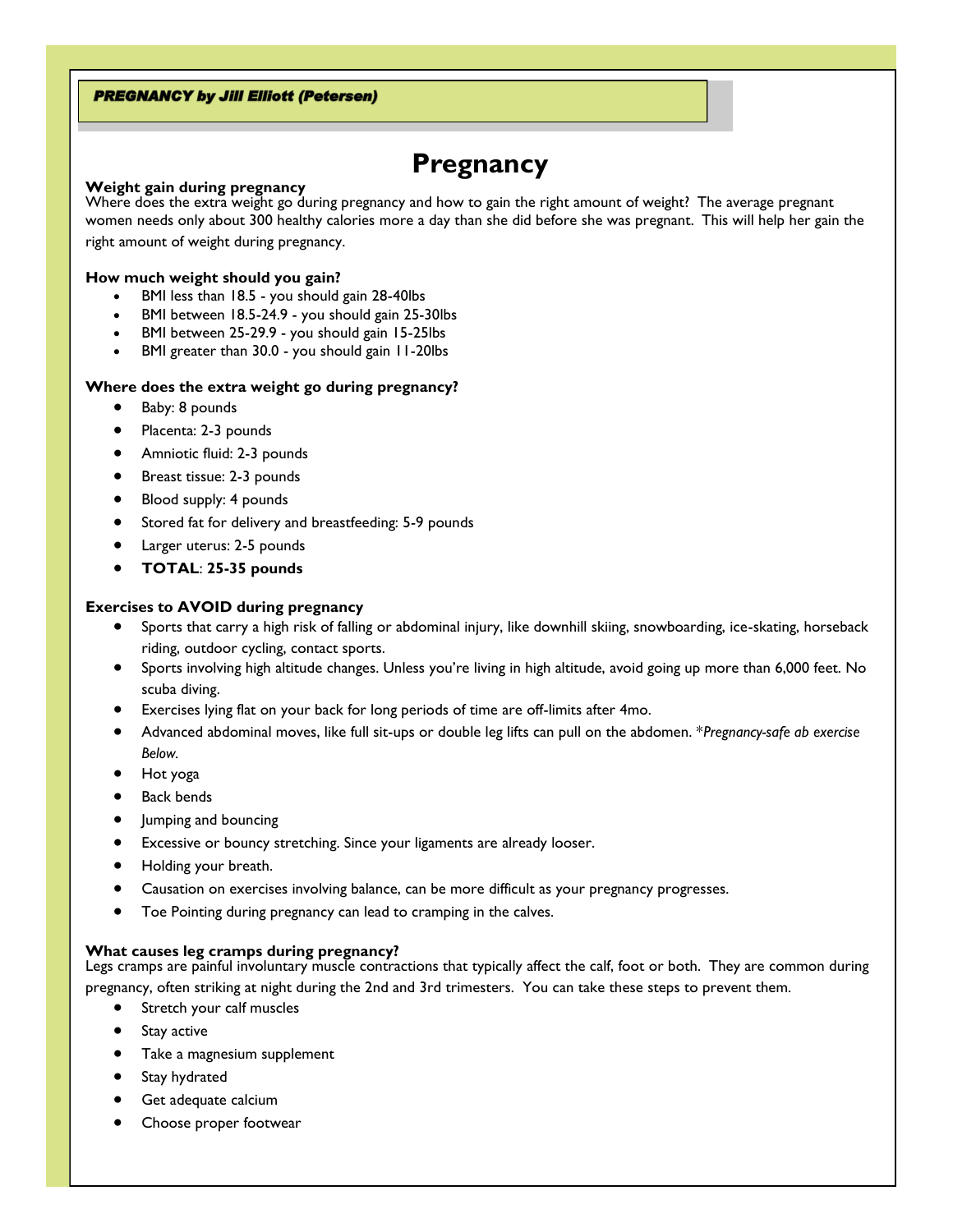**PREGNANCY by Jill Elliott (Petersen)**

# Pregnancy

**Weight gain during pregnancy**

Where does the extra weight go during pregnancy and how to gain the right amount of weight? The average pregnant women needs only about 300 healthy calories more a day than she did before she was pregnant. This will help her gain the right amount of weight during pregnancy.

**How much weight should you gain?**

- BMI less than 18.5 - you should gain 28-40lbs
- BMI between 18.5-24.9 - you should gain 25-30lbs
- BMI between 25-29.9 - you should gain 15-25lbs
- BMI greater than 30.0 - you should gain 11-20lbs

**Where does the extra weight go during pregnancy?**

- Baby: 8 pounds
- Placenta: 2-3 pounds
- Amniotic fluid: 2-3 pounds
- Breast tissue: 2-3 pounds
- Blood supply: 4 pounds
- Stored fat for delivery and breastfeeding: 5-9 pounds
- Larger uterus: 2-5 pounds
- **TOTAL**: **25-35 pounds**

**Exercises to AVOID during pregnancy**

- Sports that carry a high risk of falling or abdominal injury, like downhill skiing, snowboarding, ice-skating, horseback riding, outdoor cycling, contact sports.
- Sports involving high altitude changes. Unless you're living in high altitude, avoid going up more than 6,000 feet. No scuba diving.
- Exercises lying flat on your back for long periods of time are off-limits after 4mo.
- Advanced abdominal moves, like full sit-ups or double leg lifts can pull on the abdomen. **Pregnancy-safe ab exercise Below.*
- Hot yoga
- Back bends
- Jumping and bouncing
- Excessive or bouncy stretching. Since your ligaments are already looser.
- Holding your breath.
- Causation on exercises involving balance, can be more difficult as your pregnancy progresses.
- Toe Pointing during pregnancy can lead to cramping in the calves.

**What causes leg cramps during pregnancy?**

Legs cramps are painful involuntary muscle contractions that typically affect the calf, foot or both. They are common during pregnancy, often striking at night during the 2nd and 3rd trimesters. You can take these steps to prevent them.

- Stretch your calf muscles
- Stay active
- Take a magnesium supplement
- Stay hydrated
- Get adequate calcium
- Choose proper footwear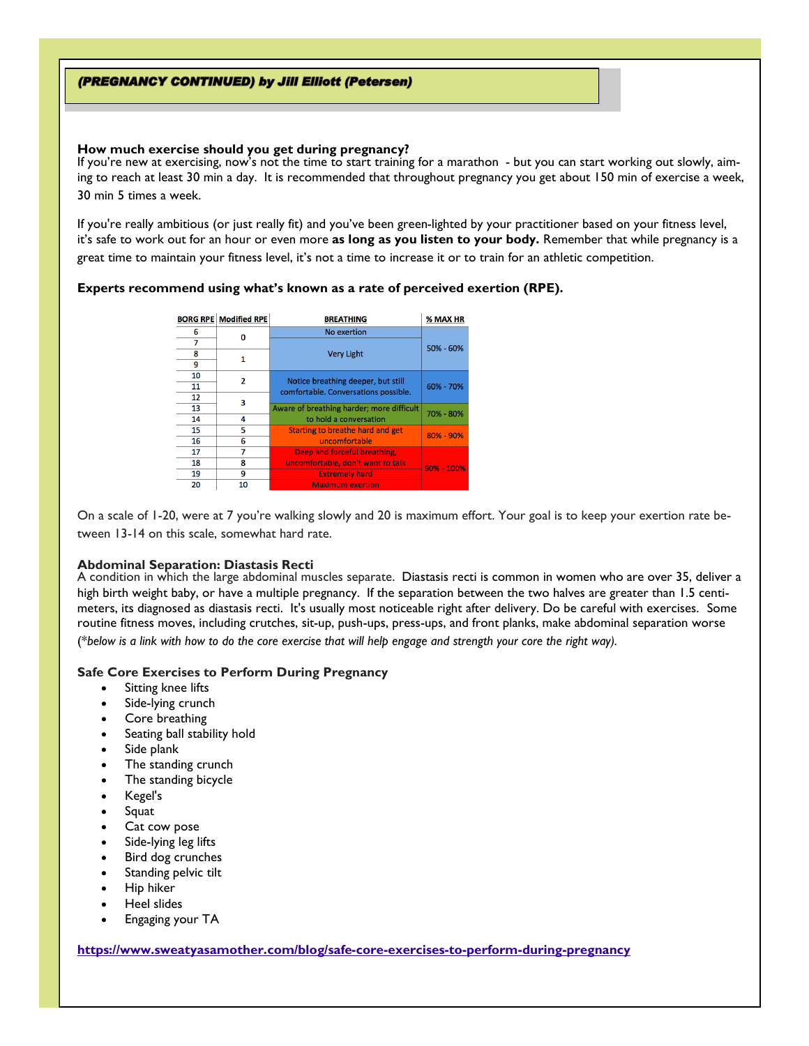## *(PREGNANCY CONTINUED) by Jill Elliott (Petersen)*

**How much exercise should you get during pregnancy?**

If you're new at exercising, now's not the time to start training for a marathon - but you can start working out slowly, aiming to reach at least 30 min a day. It is recommended that throughout pregnancy you get about 150 min of exercise a week, 30 min 5 times a week.

If you're really ambitious (or just really fit) and you've been green-lighted by your practitioner based on your fitness level, it's safe to work out for an hour or even more **as long as you listen to your body.** Remember that while pregnancy is a great time to maintain your fitness level, it's not a time to increase it or to train for an athletic competition.

**Experts recommend using what's known as a rate of perceived exertion (RPE).**

| BORG RPE | Modified RPE | BREATHING | % MAX HR |
|---|---|---|---|
| 6 | 0 | No exertion | 50% - 60% |
| 7 | | Very Light | |
| 8 | 1 | | |
| 9 | | | |
| 10 | 2 | Notice breathing deeper, but still comfortable. Conversations possible. | 60% - 70% |
| 11 | | | |
| 12 | 3 | | |
| 13 | | Aware of breathing harder; more difficult to hold a conversation | 70% - 80% |
| 14 | 4 | | |
| 15 | 5 | Starting to breathe hard and get uncomfortable | 80% - 90% |
| 16 | 6 | | |
| 17 | 7 | Deep and forceful breathing, uncomfortable, don't want to talk | 90% - 100% |
| 18 | 8 | | |
| 19 | 9 | Extremely hard | |
| 20 | 10 | Maximum exertion | |

On a scale of 1-20, were at 7 you're walking slowly and 20 is maximum effort. Your goal is to keep your exertion rate between 13-14 on this scale, somewhat hard rate.

**Abdominal Separation: Diastasis Recti**

A condition in which the large abdominal muscles separate. Diastasis recti is common in women who are over 35, deliver a high birth weight baby, or have a multiple pregnancy. If the separation between the two halves are greater than 1.5 centimeters, its diagnosed as diastasis recti. It's usually most noticeable right after delivery. Do be careful with exercises. Some routine fitness moves, including crutches, sit-up, push-ups, press-ups, and front planks, make abdominal separation worse *(\*below is a link with how to do the core exercise that will help engage and strength your core the right way).*

**Safe Core Exercises to Perform During Pregnancy**

- Sitting knee lifts
- Side-lying crunch
- Core breathing
- Seating ball stability hold
- Side plank
- The standing crunch
- The standing bicycle
- Kegel's
- Squat
- Cat cow pose
- Side-lying leg lifts
- Bird dog crunches
- Standing pelvic tilt
- Hip hiker
- Heel slides
- Engaging your TA

**https://www.sweatyasamother.com/blog/safe-core-exercises-to-perform-during-pregnancy**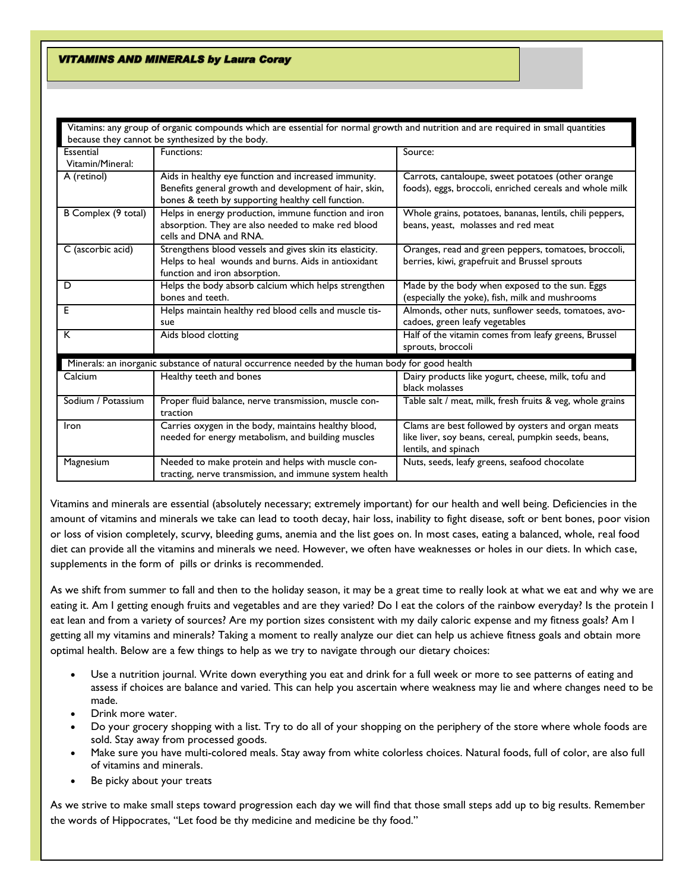## *VITAMINS AND MINERALS by Laura Coray*

| Vitamins: any group of organic compounds which are essential for normal growth and nutrition and are required in small quantities because they cannot be synthesized by the body. | | |
|---|---|---|
| Essential Vitamin/Mineral: | Functions: | Source: |
| A (retinol) | Aids in healthy eye function and increased immunity. Benefits general growth and development of hair, skin, bones & teeth by supporting healthy cell function. | Carrots, cantaloupe, sweet potatoes (other orange foods), eggs, broccoli, enriched cereals and whole milk |
| B Complex (9 total) | Helps in energy production, immune function and iron absorption. They are also needed to make red blood cells and DNA and RNA. | Whole grains, potatoes, bananas, lentils, chili peppers, beans, yeast, molasses and red meat |
| C (ascorbic acid) | Strengthens blood vessels and gives skin its elasticity. Helps to heal wounds and burns. Aids in antioxidant function and iron absorption. | Oranges, read and green peppers, tomatoes, broccoli, berries, kiwi, grapefruit and Brussel sprouts |
| D | Helps the body absorb calcium which helps strengthen bones and teeth. | Made by the body when exposed to the sun. Eggs (especially the yoke), fish, milk and mushrooms |
| E | Helps maintain healthy red blood cells and muscle tissue | Almonds, other nuts, sunflower seeds, tomatoes, avocadoes, green leafy vegetables |
| K | Aids blood clotting | Half of the vitamin comes from leafy greens, Brussel sprouts, broccoli |
| Minerals: an inorganic substance of natural occurrence needed by the human body for good health | | |
| Calcium | Healthy teeth and bones | Dairy products like yogurt, cheese, milk, tofu and black molasses |
| Sodium / Potassium | Proper fluid balance, nerve transmission, muscle contraction | Table salt / meat, milk, fresh fruits & veg, whole grains |
| Iron | Carries oxygen in the body, maintains healthy blood, needed for energy metabolism, and building muscles | Clams are best followed by oysters and organ meats like liver, soy beans, cereal, pumpkin seeds, beans, lentils, and spinach |
| Magnesium | Needed to make protein and helps with muscle contracting, nerve transmission, and immune system health | Nuts, seeds, leafy greens, seafood chocolate |

Vitamins and minerals are essential (absolutely necessary; extremely important) for our health and well being. Deficiencies in the amount of vitamins and minerals we take can lead to tooth decay, hair loss, inability to fight disease, soft or bent bones, poor vision or loss of vision completely, scurvy, bleeding gums, anemia and the list goes on. In most cases, eating a balanced, whole, real food diet can provide all the vitamins and minerals we need. However, we often have weaknesses or holes in our diets. In which case, supplements in the form of pills or drinks is recommended.

As we shift from summer to fall and then to the holiday season, it may be a great time to really look at what we eat and why we are eating it. Am I getting enough fruits and vegetables and are they varied? Do I eat the colors of the rainbow everyday? Is the protein I eat lean and from a variety of sources? Are my portion sizes consistent with my daily caloric expense and my fitness goals? Am I getting all my vitamins and minerals? Taking a moment to really analyze our diet can help us achieve fitness goals and obtain more optimal health. Below are a few things to help as we try to navigate through our dietary choices:

- Use a nutrition journal. Write down everything you eat and drink for a full week or more to see patterns of eating and assess if choices are balance and varied. This can help you ascertain where weakness may lie and where changes need to be made.
- Drink more water.
- Do your grocery shopping with a list. Try to do all of your shopping on the periphery of the store where whole foods are sold. Stay away from processed goods.
- Make sure you have multi-colored meals. Stay away from white colorless choices. Natural foods, full of color, are also full of vitamins and minerals.
- Be picky about your treats

As we strive to make small steps toward progression each day we will find that those small steps add up to big results. Remember the words of Hippocrates, "Let food be thy medicine and medicine be thy food."